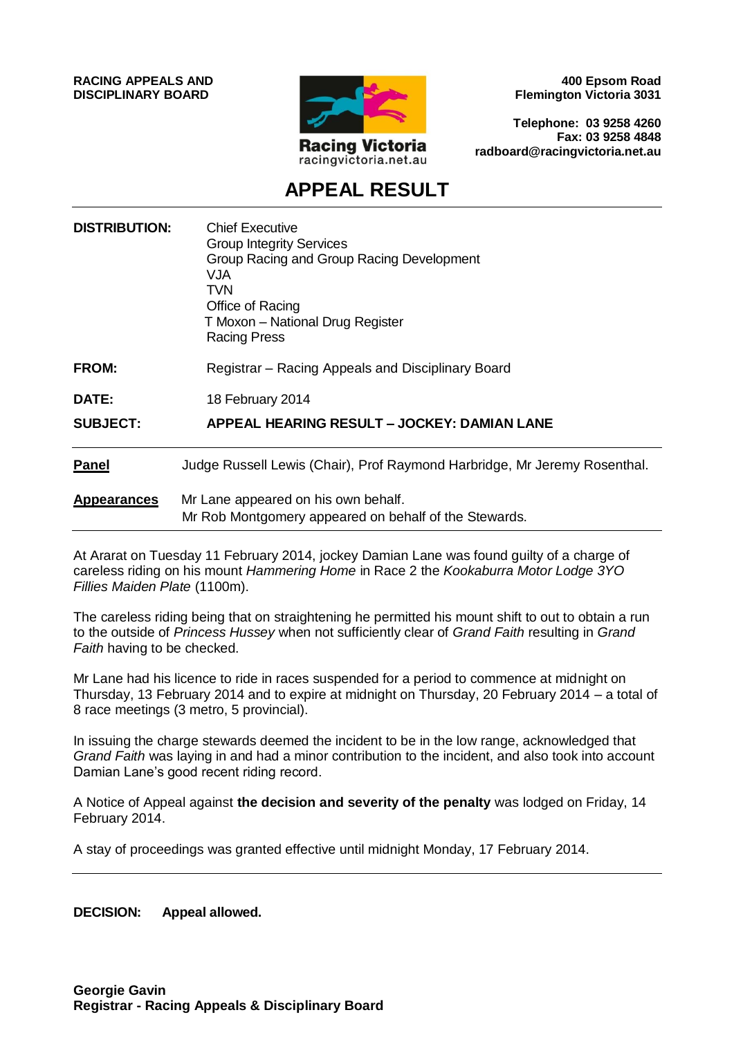**RACING APPEALS AND DISCIPLINARY BOARD**

Racing Victoria
racingvictoria.net.au

**400 Epsom Road**
**Flemington Victoria 3031**

**Telephone: 03 9258 4260**
**Fax: 03 9258 4848**
**radboard@racingvictoria.net.au**

# APPEAL RESULT

**DISTRIBUTION:** Chief Executive
Group Integrity Services
Group Racing and Group Racing Development
VJA
TVN
Office of Racing
T Moxon – National Drug Register
Racing Press

**FROM:** Registrar – Racing Appeals and Disciplinary Board

**DATE:** 18 February 2014

**SUBJECT:** **APPEAL HEARING RESULT – JOCKEY: DAMIAN LANE**

---

**Panel** Judge Russell Lewis (Chair), Prof Raymond Harbridge, Mr Jeremy Rosenthal.

**Appearances** Mr Lane appeared on his own behalf.
Mr Rob Montgomery appeared on behalf of the Stewards.

---

At Ararat on Tuesday 11 February 2014, jockey Damian Lane was found guilty of a charge of careless riding on his mount *Hammering Home* in Race 2 the *Kookaburra Motor Lodge 3YO Fillies Maiden Plate* (1100m).

The careless riding being that on straightening he permitted his mount shift to out to obtain a run to the outside of *Princess Hussey* when not sufficiently clear of *Grand Faith* resulting in *Grand Faith* having to be checked.

Mr Lane had his licence to ride in races suspended for a period to commence at midnight on Thursday, 13 February 2014 and to expire at midnight on Thursday, 20 February 2014 – a total of 8 race meetings (3 metro, 5 provincial).

In issuing the charge stewards deemed the incident to be in the low range, acknowledged that *Grand Faith* was laying in and had a minor contribution to the incident, and also took into account Damian Lane's good recent riding record.

A Notice of Appeal against **the decision and severity of the penalty** was lodged on Friday, 14 February 2014.

A stay of proceedings was granted effective until midnight Monday, 17 February 2014.

---

**DECISION:** **Appeal allowed.**

**Georgie Gavin**
**Registrar - Racing Appeals & Disciplinary Board**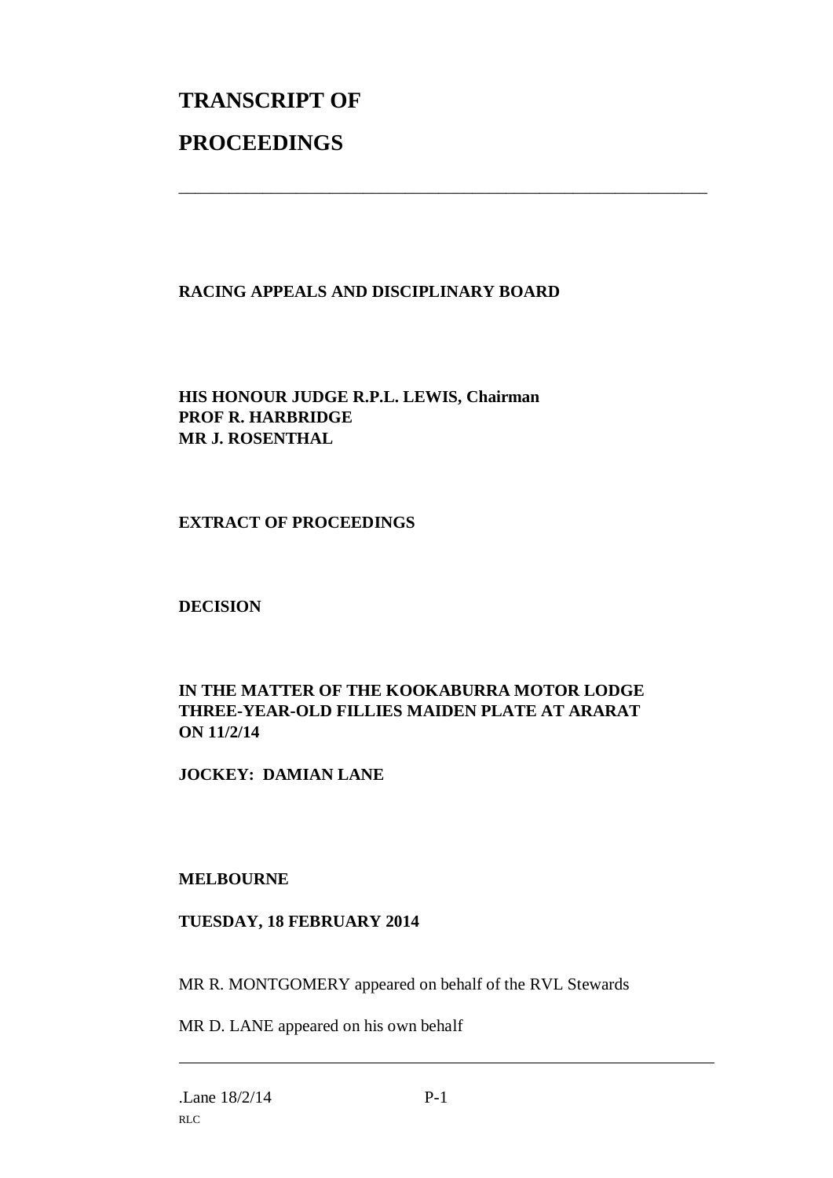# TRANSCRIPT OF PROCEEDINGS

---

**RACING APPEALS AND DISCIPLINARY BOARD**

**HIS HONOUR JUDGE R.P.L. LEWIS, Chairman**
**PROF R. HARBRIDGE**
**MR J. ROSENTHAL**

**EXTRACT OF PROCEEDINGS**

**DECISION**

**IN THE MATTER OF THE KOOKABURRA MOTOR LODGE THREE-YEAR-OLD FILLIES MAIDEN PLATE AT ARARAT ON 11/2/14**

**JOCKEY: DAMIAN LANE**

**MELBOURNE**

**TUESDAY, 18 FEBRUARY 2014**

MR R. MONTGOMERY appeared on behalf of the RVL Stewards

MR D. LANE appeared on his own behalf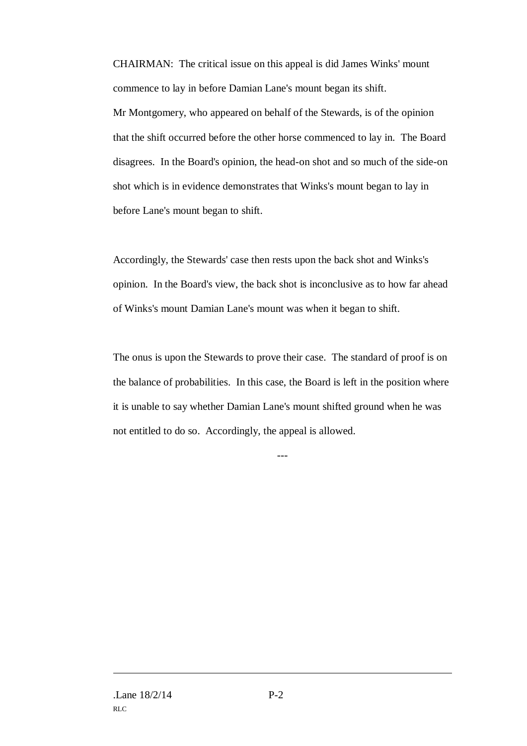CHAIRMAN: The critical issue on this appeal is did James Winks' mount commence to lay in before Damian Lane's mount began its shift.
Mr Montgomery, who appeared on behalf of the Stewards, is of the opinion that the shift occurred before the other horse commenced to lay in. The Board disagrees. In the Board's opinion, the head-on shot and so much of the side-on shot which is in evidence demonstrates that Winks's mount began to lay in before Lane's mount began to shift.

Accordingly, the Stewards' case then rests upon the back shot and Winks's opinion. In the Board's view, the back shot is inconclusive as to how far ahead of Winks's mount Damian Lane's mount was when it began to shift.

The onus is upon the Stewards to prove their case. The standard of proof is on the balance of probabilities. In this case, the Board is left in the position where it is unable to say whether Damian Lane's mount shifted ground when he was not entitled to do so. Accordingly, the appeal is allowed.

---